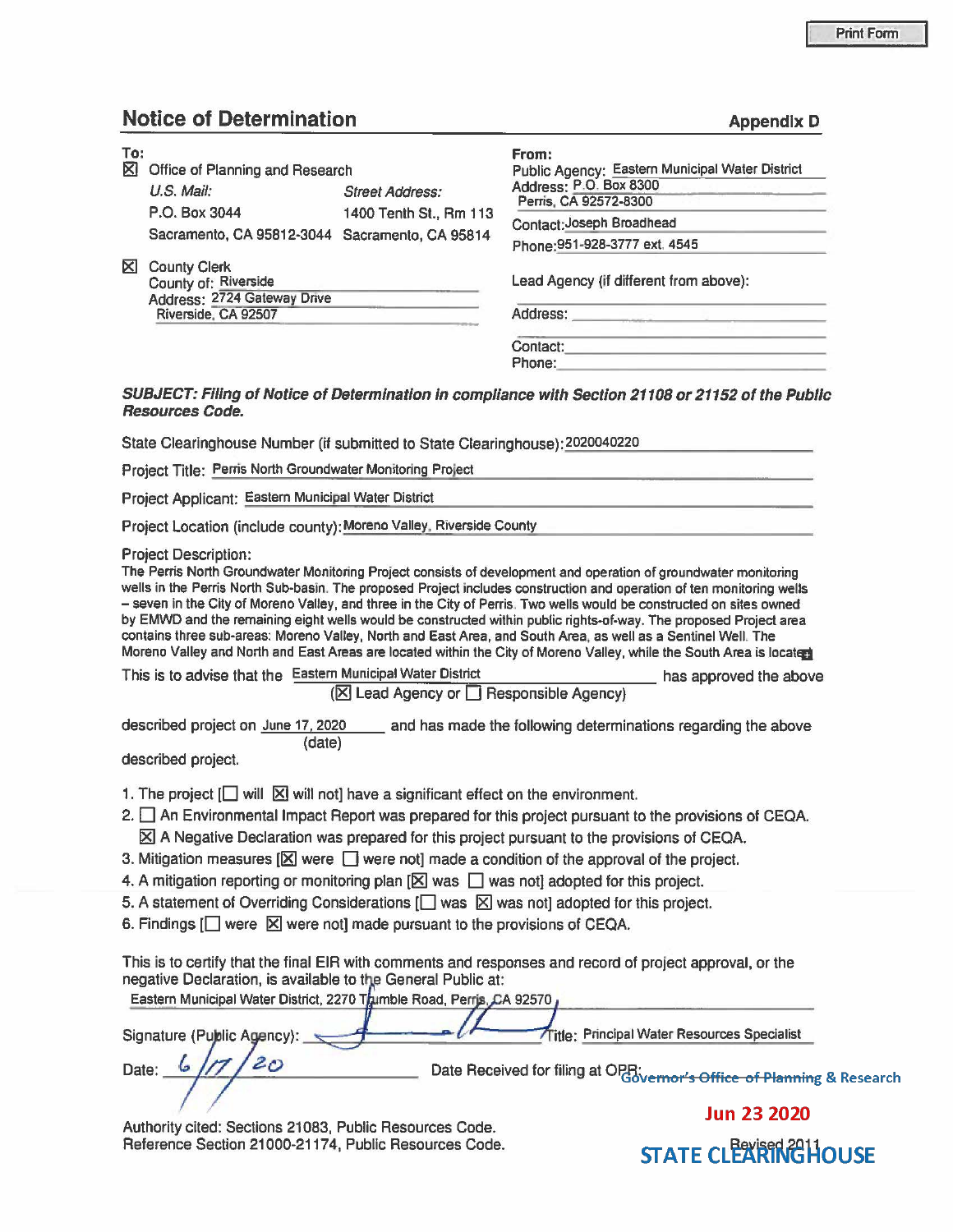Print Form

## Notice of Determination

**Appendix D**

**To:**

☒ Office of Planning and Research

| *U.S. Mail:* | *Street Address:* |
|---|---|
| P.O. Box 3044 | 1400 Tenth St., Rm 113 |
| Sacramento, CA 95812-3044 | Sacramento, CA 95814 |

☒ County Clerk
County of: Riverside
Address: 2724 Gateway Drive
Riverside, CA 92507

**From:**

Public Agency: Eastern Municipal Water District
Address: P.O. Box 8300
Perris, CA 92572-8300
Contact: Joseph Broadhead
Phone: 951-928-3777 ext. 4545

Lead Agency (if different from above):

Address:

Contact:
Phone:

***SUBJECT: Filing of Notice of Determination in compliance with Section 21108 or 21152 of the Public Resources Code.***

State Clearinghouse Number (if submitted to State Clearinghouse): 2020040220

Project Title: Perris North Groundwater Monitoring Project

Project Applicant: Eastern Municipal Water District

Project Location (include county): Moreno Valley, Riverside County

Project Description:
The Perris North Groundwater Monitoring Project consists of development and operation of groundwater monitoring wells in the Perris North Sub-basin. The proposed Project includes construction and operation of ten monitoring wells – seven in the City of Moreno Valley, and three in the City of Perris. Two wells would be constructed on sites owned by EMWD and the remaining eight wells would be constructed within public rights-of-way. The proposed Project area contains three sub-areas: Moreno Valley, North and East Area, and South Area, as well as a Sentinel Well. The Moreno Valley and North and East Areas are located within the City of Moreno Valley, while the South Area is located

This is to advise that the Eastern Municipal Water District has approved the above
(☒ Lead Agency or ☐ Responsible Agency)

described project on June 17, 2020 (date) and has made the following determinations regarding the above described project.

1. The project [☐ will ☒ will not] have a significant effect on the environment.
2. ☐ An Environmental Impact Report was prepared for this project pursuant to the provisions of CEQA.
   ☒ A Negative Declaration was prepared for this project pursuant to the provisions of CEQA.
3. Mitigation measures [☒ were ☐ were not] made a condition of the approval of the project.
4. A mitigation reporting or monitoring plan [☒ was ☐ was not] adopted for this project.
5. A statement of Overriding Considerations [☐ was ☒ was not] adopted for this project.
6. Findings [☐ were ☒ were not] made pursuant to the provisions of CEQA.

This is to certify that the final EIR with comments and responses and record of project approval, or the negative Declaration, is available to the General Public at:
Eastern Municipal Water District, 2270 Trumble Road, Perris, CA 92570

Signature (Public Agency): [signature] Title: Principal Water Resources Specialist

Date: 6/17/20 Date Received for filing at OPR: Governor's Office of Planning & Research

Jun 23 2020

STATE CLEARINGHOUSE

Authority cited: Sections 21083, Public Resources Code.
Reference Section 21000-21174, Public Resources Code.

Revised 2011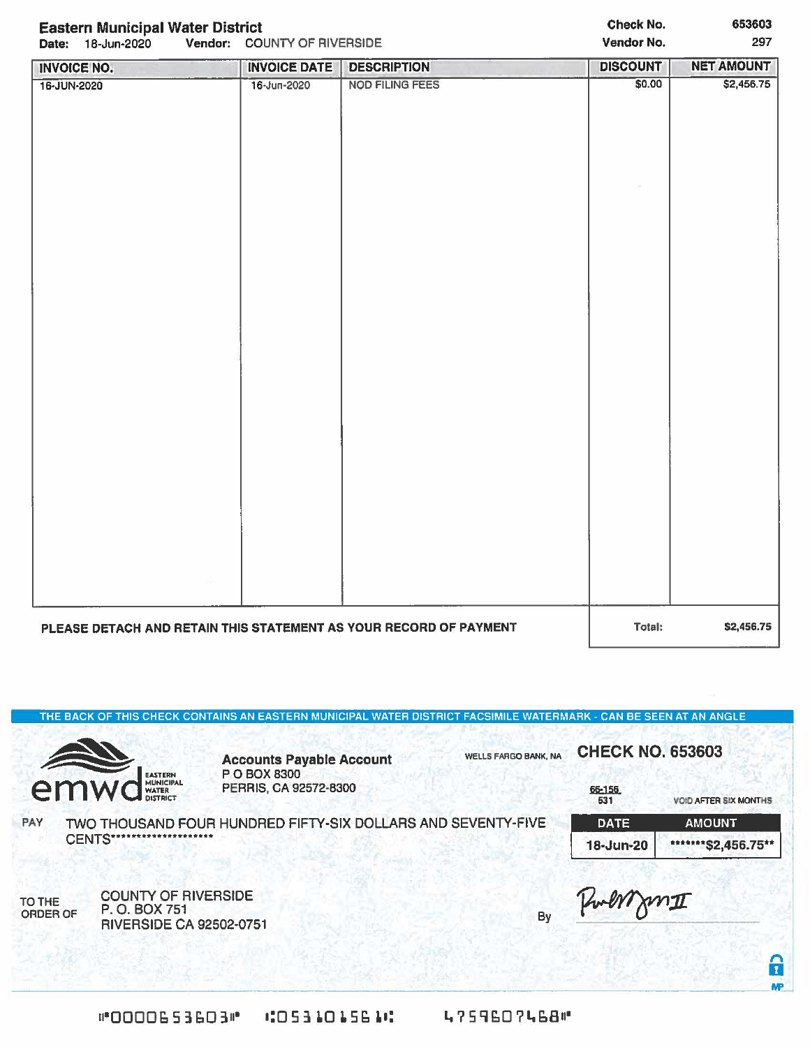**Eastern Municipal Water District**

**Date:** 18-Jun-2020 **Vendor:** COUNTY OF RIVERSIDE

**Check No.** 653603
**Vendor No.** 297

| INVOICE NO. | INVOICE DATE | DESCRIPTION | DISCOUNT | NET AMOUNT |
|---|---|---|---|---|
| 16-JUN-2020 | 16-Jun-2020 | NOD FILING FEES | $0.00 | $2,456.75 |

**PLEASE DETACH AND RETAIN THIS STATEMENT AS YOUR RECORD OF PAYMENT**

Total: $2,456.75

THE BACK OF THIS CHECK CONTAINS AN EASTERN MUNICIPAL WATER DISTRICT FACSIMILE WATERMARK - CAN BE SEEN AT AN ANGLE

emwd EASTERN MUNICIPAL WATER DISTRICT

**Accounts Payable Account**
P O BOX 8300
PERRIS, CA 92572-8300

WELLS FARGO BANK, NA

**CHECK NO. 653603**

66-156
531

VOID AFTER SIX MONTHS

PAY TWO THOUSAND FOUR HUNDRED FIFTY-SIX DOLLARS AND SEVENTY-FIVE CENTS********************

| DATE | AMOUNT |
|---|---|
| 18-Jun-20 | *******$2,456.75** |

TO THE ORDER OF
COUNTY OF RIVERSIDE
P. O. BOX 751
RIVERSIDE CA 92502-0751

By

⑈000653603⑈ ⑆053101561⑆ 4759607468⑈